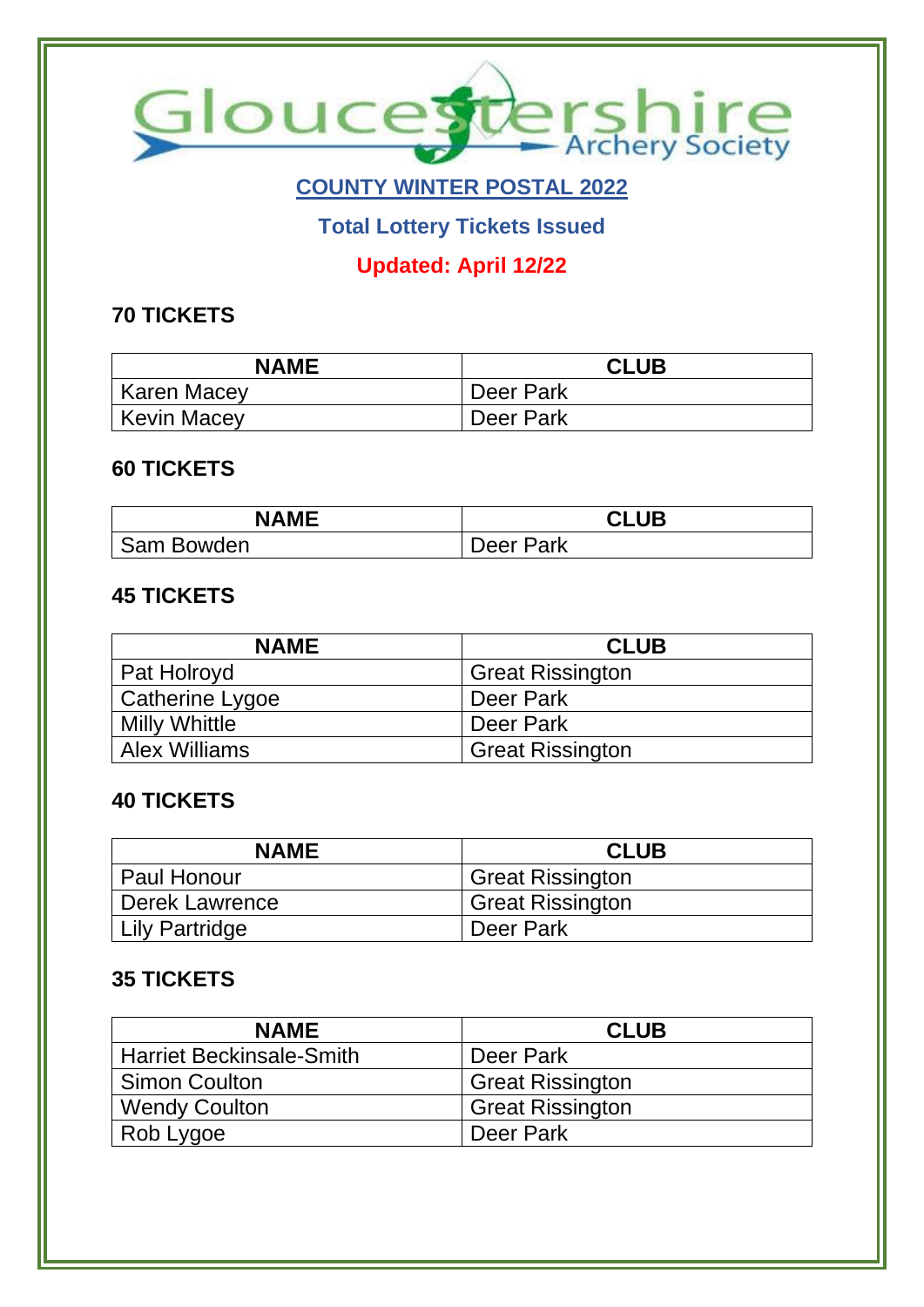Gloucestershire Archery Society

## COUNTY WINTER POSTAL 2022

### Total Lottery Tickets Issued

**Updated: April 12/22**

### 70 TICKETS

| NAME | CLUB |
|---|---|
| Karen Macey | Deer Park |
| Kevin Macey | Deer Park |

### 60 TICKETS

| NAME | CLUB |
|---|---|
| Sam Bowden | Deer Park |

### 45 TICKETS

| NAME | CLUB |
|---|---|
| Pat Holroyd | Great Rissington |
| Catherine Lygoe | Deer Park |
| Milly Whittle | Deer Park |
| Alex Williams | Great Rissington |

### 40 TICKETS

| NAME | CLUB |
|---|---|
| Paul Honour | Great Rissington |
| Derek Lawrence | Great Rissington |
| Lily Partridge | Deer Park |

### 35 TICKETS

| NAME | CLUB |
|---|---|
| Harriet Beckinsale-Smith | Deer Park |
| Simon Coulton | Great Rissington |
| Wendy Coulton | Great Rissington |
| Rob Lygoe | Deer Park |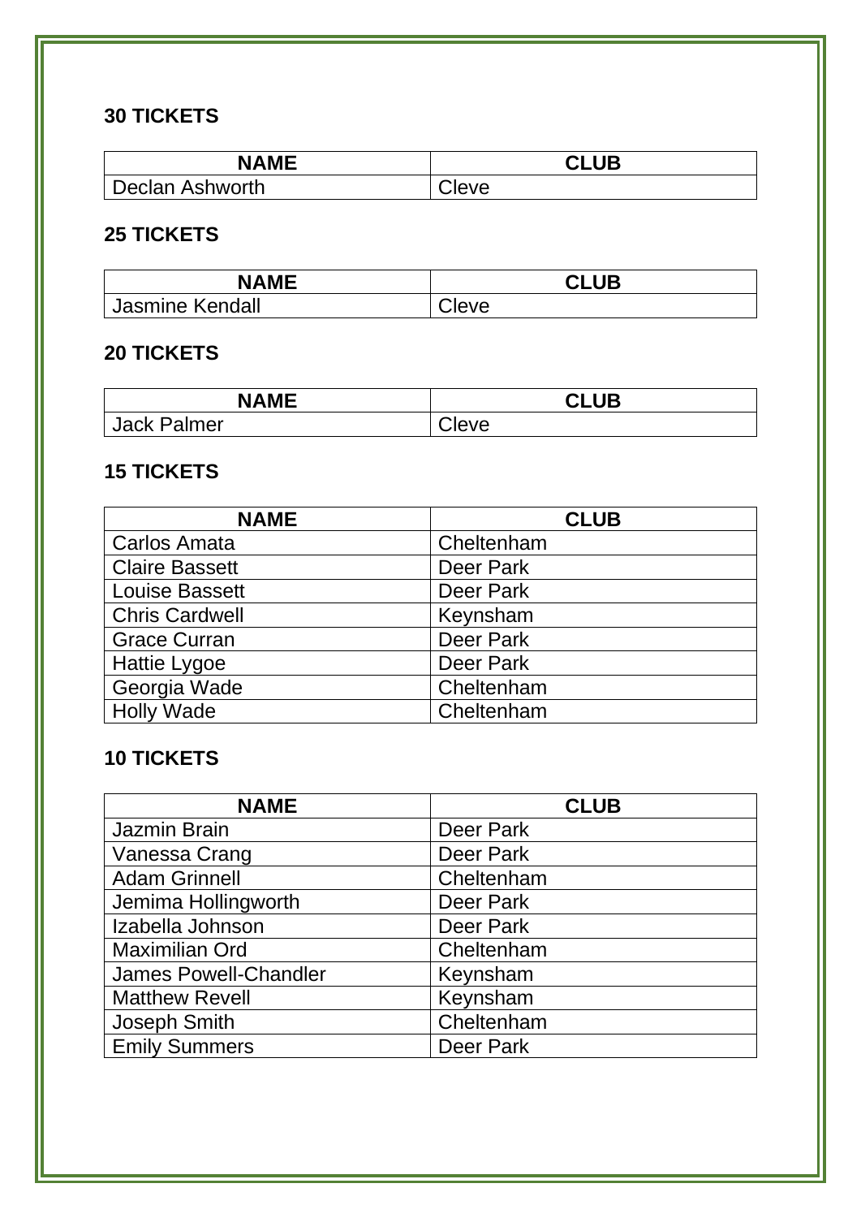### 30 TICKETS

| NAME | CLUB |
| --- | --- |
| Declan Ashworth | Cleve |

### 25 TICKETS

| NAME | CLUB |
| --- | --- |
| Jasmine Kendall | Cleve |

### 20 TICKETS

| NAME | CLUB |
| --- | --- |
| Jack Palmer | Cleve |

### 15 TICKETS

| NAME | CLUB |
| --- | --- |
| Carlos Amata | Cheltenham |
| Claire Bassett | Deer Park |
| Louise Bassett | Deer Park |
| Chris Cardwell | Keynsham |
| Grace Curran | Deer Park |
| Hattie Lygoe | Deer Park |
| Georgia Wade | Cheltenham |
| Holly Wade | Cheltenham |

### 10 TICKETS

| NAME | CLUB |
| --- | --- |
| Jazmin Brain | Deer Park |
| Vanessa Crang | Deer Park |
| Adam Grinnell | Cheltenham |
| Jemima Hollingworth | Deer Park |
| Izabella Johnson | Deer Park |
| Maximilian Ord | Cheltenham |
| James Powell-Chandler | Keynsham |
| Matthew Revell | Keynsham |
| Joseph Smith | Cheltenham |
| Emily Summers | Deer Park |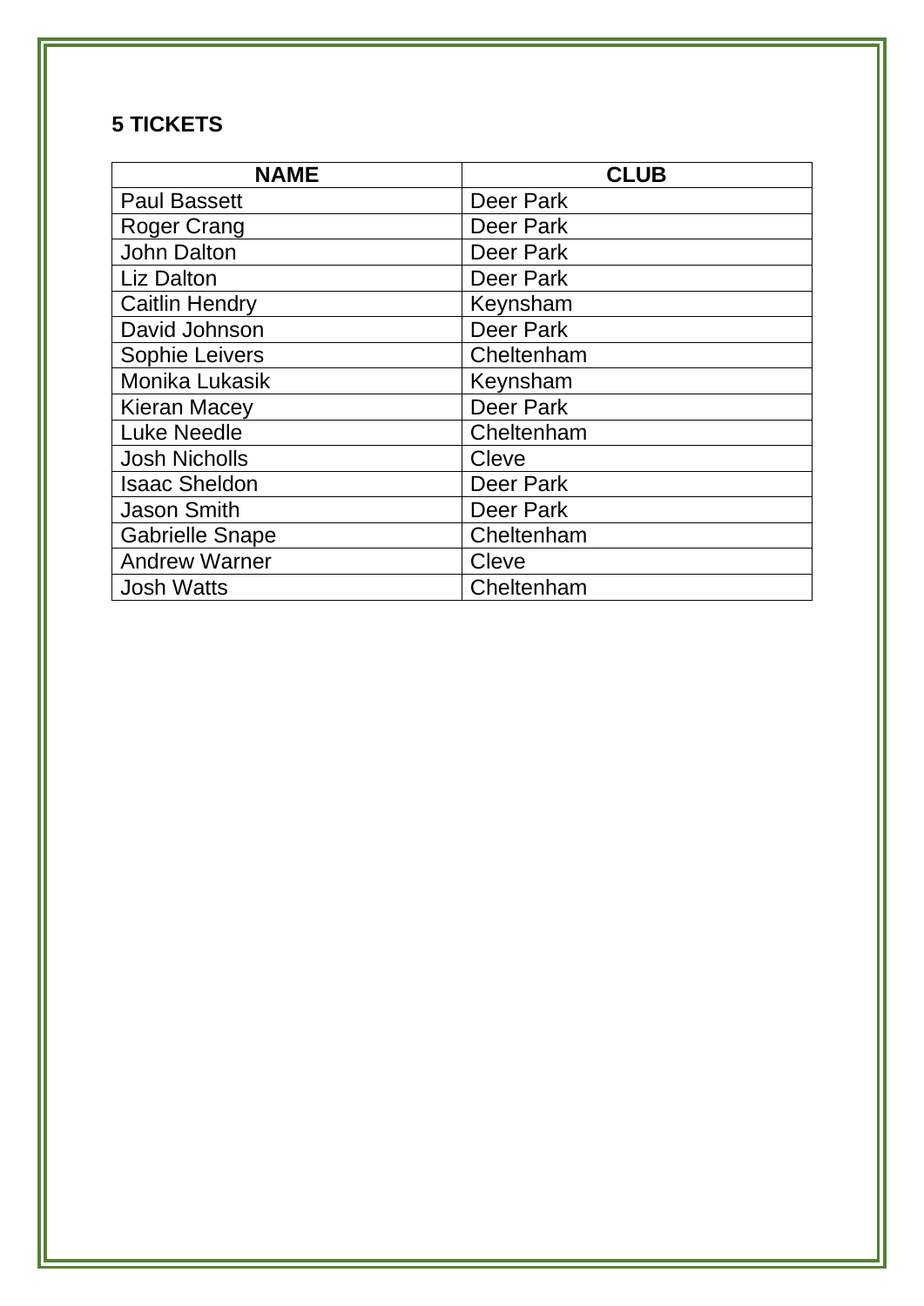**5 TICKETS**

| NAME | CLUB |
|---|---|
| Paul Bassett | Deer Park |
| Roger Crang | Deer Park |
| John Dalton | Deer Park |
| Liz Dalton | Deer Park |
| Caitlin Hendry | Keynsham |
| David Johnson | Deer Park |
| Sophie Leivers | Cheltenham |
| Monika Lukasik | Keynsham |
| Kieran Macey | Deer Park |
| Luke Needle | Cheltenham |
| Josh Nicholls | Cleve |
| Isaac Sheldon | Deer Park |
| Jason Smith | Deer Park |
| Gabrielle Snape | Cheltenham |
| Andrew Warner | Cleve |
| Josh Watts | Cheltenham |